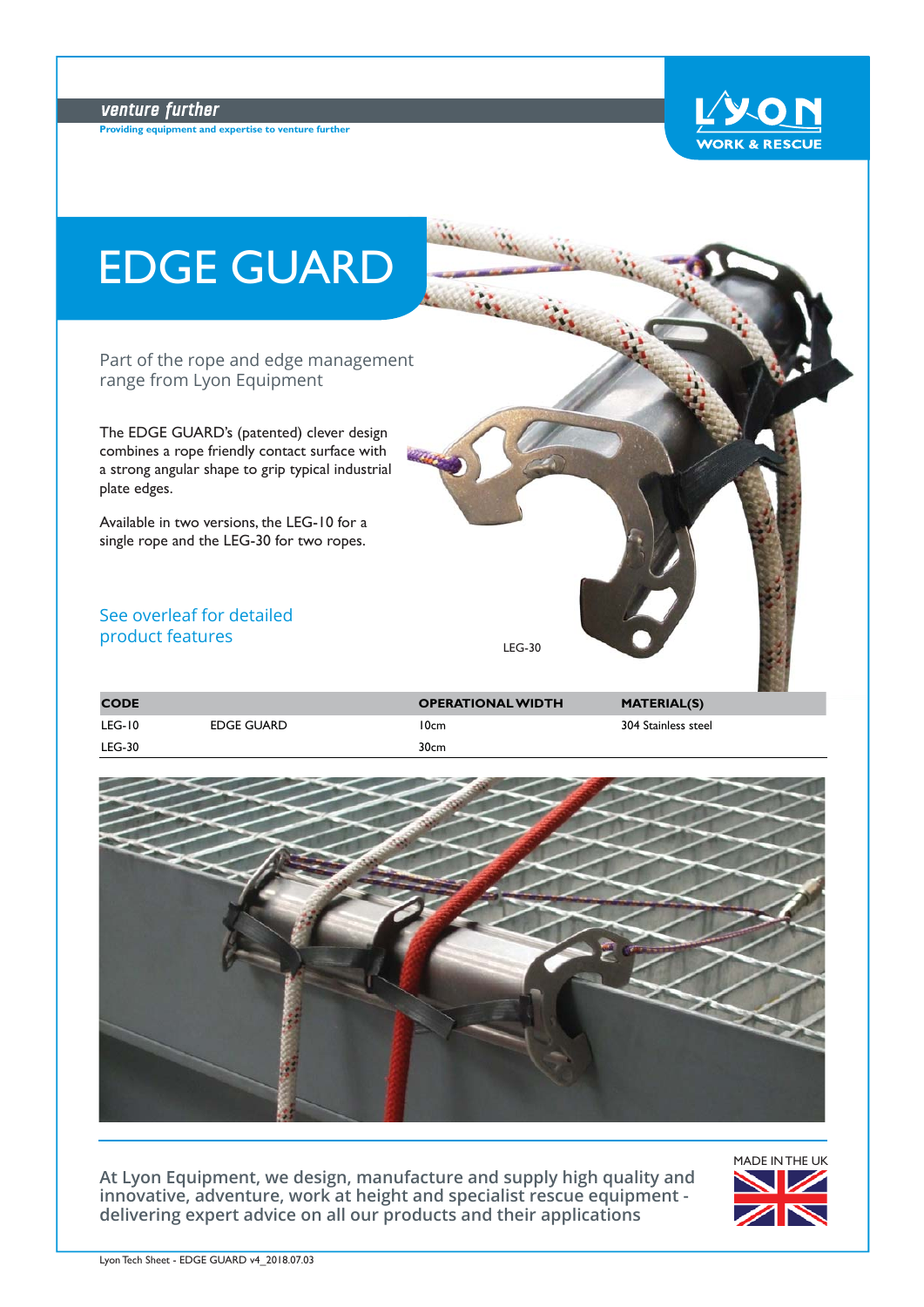venture further

Providing equipment and expertise to venture further

LYON WORK & RESCUE

# EDGE GUARD

Part of the rope and edge management range from Lyon Equipment

The EDGE GUARD's (patented) clever design combines a rope friendly contact surface with a strong angular shape to grip typical industrial plate edges.

Available in two versions, the LEG-10 for a single rope and the LEG-30 for two ropes.

See overleaf for detailed product features

LEG-30

| CODE | | OPERATIONAL WIDTH | MATERIAL(S) |
|---|---|---|---|
| LEG-10 | EDGE GUARD | 10cm | 304 Stainless steel |
| LEG-30 | | 30cm | |

At Lyon Equipment, we design, manufacture and supply high quality and innovative, adventure, work at height and specialist rescue equipment - delivering expert advice on all our products and their applications

MADE IN THE UK

Lyon Tech Sheet - EDGE GUARD v4_2018.07.03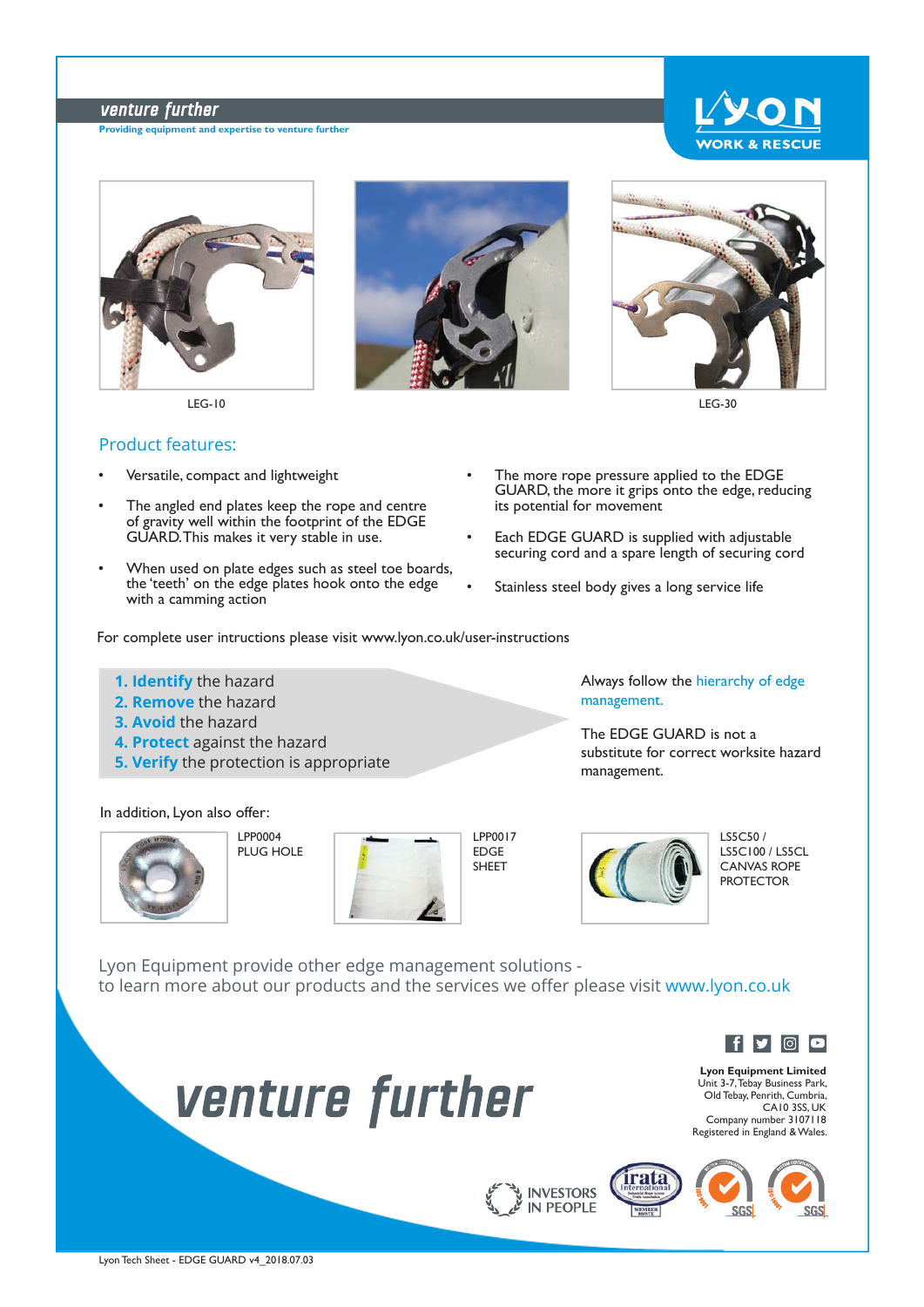venture further

Providing equipment and expertise to venture further

LEG-10

LEG-30

## Product features:

- Versatile, compact and lightweight
- The angled end plates keep the rope and centre of gravity well within the footprint of the EDGE GUARD. This makes it very stable in use.
- When used on plate edges such as steel toe boards, the 'teeth' on the edge plates hook onto the edge with a camming action
- The more rope pressure applied to the EDGE GUARD, the more it grips onto the edge, reducing its potential for movement
- Each EDGE GUARD is supplied with adjustable securing cord and a spare length of securing cord
- Stainless steel body gives a long service life

For complete user intructions please visit www.lyon.co.uk/user-instructions

1. **Identify** the hazard
2. **Remove** the hazard
3. **Avoid** the hazard
4. **Protect** against the hazard
5. **Verify** the protection is appropriate

Always follow the hierarchy of edge management.

The EDGE GUARD is not a substitute for correct worksite hazard management.

In addition, Lyon also offer:

LPP0004
PLUG HOLE

LPP0017
EDGE
SHEET

LS5C50 /
LS5C100 / LS5CL
CANVAS ROPE
PROTECTOR

Lyon Equipment provide other edge management solutions -
to learn more about our products and the services we offer please visit www.lyon.co.uk

venture further

**Lyon Equipment Limited**
Unit 3-7, Tebay Business Park,
Old Tebay, Penrith, Cumbria,
CA10 3SS, UK
Company number 3107118
Registered in England & Wales.

Lyon Tech Sheet - EDGE GUARD v4_2018.07.03